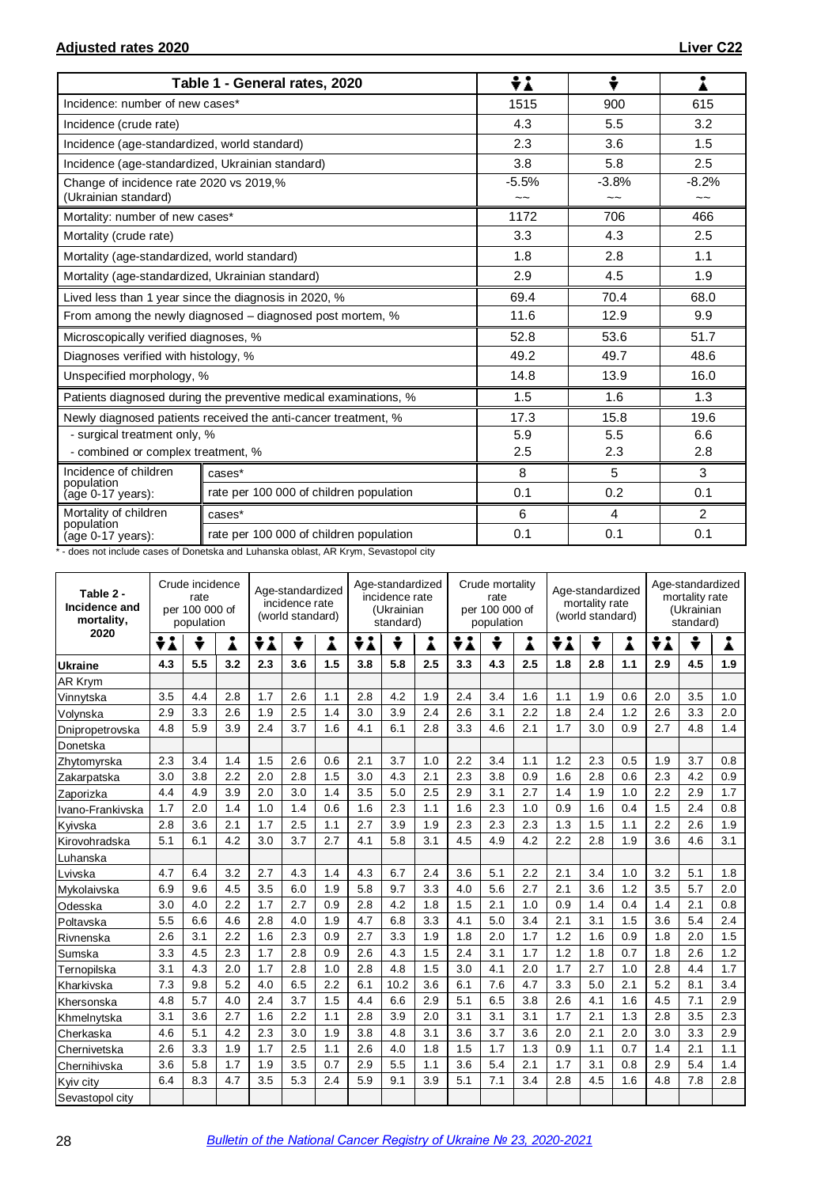**Adjusted rates 2020** **Liver C22**

| Table 1 - General rates, 2020 | | Both sexes | Males | Females |
|---|---|---|---|---|
| Incidence: number of new cases* | | 1515 | 900 | 615 |
| Incidence (crude rate) | | 4.3 | 5.5 | 3.2 |
| Incidence (age-standardized, world standard) | | 2.3 | 3.6 | 1.5 |
| Incidence (age-standardized, Ukrainian standard) | | 3.8 | 5.8 | 2.5 |
| Change of incidence rate 2020 vs 2019,% (Ukrainian standard) | | -5.5% ~~ | -3.8% ~~ | -8.2% ~~ |
| Mortality: number of new cases* | | 1172 | 706 | 466 |
| Mortality (crude rate) | | 3.3 | 4.3 | 2.5 |
| Mortality (age-standardized, world standard) | | 1.8 | 2.8 | 1.1 |
| Mortality (age-standardized, Ukrainian standard) | | 2.9 | 4.5 | 1.9 |
| Lived less than 1 year since the diagnosis in 2020, % | | 69.4 | 70.4 | 68.0 |
| From among the newly diagnosed – diagnosed post mortem, % | | 11.6 | 12.9 | 9.9 |
| Microscopically verified diagnoses, % | | 52.8 | 53.6 | 51.7 |
| Diagnoses verified with histology, % | | 49.2 | 49.7 | 48.6 |
| Unspecified morphology, % | | 14.8 | 13.9 | 16.0 |
| Patients diagnosed during the preventive medical examinations, % | | 1.5 | 1.6 | 1.3 |
| Newly diagnosed patients received the anti-cancer treatment, % | | 17.3 | 15.8 | 19.6 |
| - surgical treatment only, % | | 5.9 | 5.5 | 6.6 |
| - combined or complex treatment, % | | 2.5 | 2.3 | 2.8 |
| Incidence of children population (age 0-17 years): | cases* | 8 | 5 | 3 |
| | rate per 100 000 of children population | 0.1 | 0.2 | 0.1 |
| Mortality of children population (age 0-17 years): | cases* | 6 | 4 | 2 |
| | rate per 100 000 of children population | 0.1 | 0.1 | 0.1 |

* - does not include cases of Donetska and Luhanska oblast, AR Krym, Sevastopol city

| Table 2 - Incidence and mortality, 2020 | Crude incidence rate per 100 000 of population | | | Age-standardized incidence rate (world standard) | | | Age-standardized incidence rate (Ukrainian standard) | | | Crude mortality rate per 100 000 of population | | | Age-standardized mortality rate (world standard) | | | Age-standardized mortality rate (Ukrainian standard) | | |
|---|---|---|---|---|---|---|---|---|---|---|---|---|---|---|---|---|---|---|
| | Both | Males | Females | Both | Males | Females | Both | Males | Females | Both | Males | Females | Both | Males | Females | Both | Males | Females |
| **Ukraine** | **4.3** | **5.5** | **3.2** | **2.3** | **3.6** | **1.5** | **3.8** | **5.8** | **2.5** | **3.3** | **4.3** | **2.5** | **1.8** | **2.8** | **1.1** | **2.9** | **4.5** | **1.9** |
| AR Krym | | | | | | | | | | | | | | | | | | |
| Vinnytska | 3.5 | 4.4 | 2.8 | 1.7 | 2.6 | 1.1 | 2.8 | 4.2 | 1.9 | 2.4 | 3.4 | 1.6 | 1.1 | 1.9 | 0.6 | 2.0 | 3.5 | 1.0 |
| Volynska | 2.9 | 3.3 | 2.6 | 1.9 | 2.5 | 1.4 | 3.0 | 3.9 | 2.4 | 2.6 | 3.1 | 2.2 | 1.8 | 2.4 | 1.2 | 2.6 | 3.3 | 2.0 |
| Dnipropetrovska | 4.8 | 5.9 | 3.9 | 2.4 | 3.7 | 1.6 | 4.1 | 6.1 | 2.8 | 3.3 | 4.6 | 2.1 | 1.7 | 3.0 | 0.9 | 2.7 | 4.8 | 1.4 |
| Donetska | | | | | | | | | | | | | | | | | | |
| Zhytomyrska | 2.3 | 3.4 | 1.4 | 1.5 | 2.6 | 0.6 | 2.1 | 3.7 | 1.0 | 2.2 | 3.4 | 1.1 | 1.2 | 2.3 | 0.5 | 1.9 | 3.7 | 0.8 |
| Zakarpatska | 3.0 | 3.8 | 2.2 | 2.0 | 2.8 | 1.5 | 3.0 | 4.3 | 2.1 | 2.3 | 3.8 | 0.9 | 1.6 | 2.8 | 0.6 | 2.3 | 4.2 | 0.9 |
| Zaporizka | 4.4 | 4.9 | 3.9 | 2.0 | 3.0 | 1.4 | 3.5 | 5.0 | 2.5 | 2.9 | 3.1 | 2.7 | 1.4 | 1.9 | 1.0 | 2.2 | 2.9 | 1.7 |
| Ivano-Frankivska | 1.7 | 2.0 | 1.4 | 1.0 | 1.4 | 0.6 | 1.6 | 2.3 | 1.1 | 1.6 | 2.3 | 1.0 | 0.9 | 1.6 | 0.4 | 1.5 | 2.4 | 0.8 |
| Kyivska | 2.8 | 3.6 | 2.1 | 1.7 | 2.5 | 1.1 | 2.7 | 3.9 | 1.9 | 2.3 | 2.3 | 2.3 | 1.3 | 1.5 | 1.1 | 2.2 | 2.6 | 1.9 |
| Kirovohradska | 5.1 | 6.1 | 4.2 | 3.0 | 3.7 | 2.7 | 4.1 | 5.8 | 3.1 | 4.5 | 4.9 | 4.2 | 2.2 | 2.8 | 1.9 | 3.6 | 4.6 | 3.1 |
| Luhanska | | | | | | | | | | | | | | | | | | |
| Lvivska | 4.7 | 6.4 | 3.2 | 2.7 | 4.3 | 1.4 | 4.3 | 6.7 | 2.4 | 3.6 | 5.1 | 2.2 | 2.1 | 3.4 | 1.0 | 3.2 | 5.1 | 1.8 |
| Mykolaivska | 6.9 | 9.6 | 4.5 | 3.5 | 6.0 | 1.9 | 5.8 | 9.7 | 3.3 | 4.0 | 5.6 | 2.7 | 2.1 | 3.6 | 1.2 | 3.5 | 5.7 | 2.0 |
| Odesska | 3.0 | 4.0 | 2.2 | 1.7 | 2.7 | 0.9 | 2.8 | 4.2 | 1.8 | 1.5 | 2.1 | 1.0 | 0.9 | 1.4 | 0.4 | 1.4 | 2.1 | 0.8 |
| Poltavska | 5.5 | 6.6 | 4.6 | 2.8 | 4.0 | 1.9 | 4.7 | 6.8 | 3.3 | 4.1 | 5.0 | 3.4 | 2.1 | 3.1 | 1.5 | 3.6 | 5.4 | 2.4 |
| Rivnenska | 2.6 | 3.1 | 2.2 | 1.6 | 2.3 | 0.9 | 2.7 | 3.3 | 1.9 | 1.8 | 2.0 | 1.7 | 1.2 | 1.6 | 0.9 | 1.8 | 2.0 | 1.5 |
| Sumska | 3.3 | 4.5 | 2.3 | 1.7 | 2.8 | 0.9 | 2.6 | 4.3 | 1.5 | 2.4 | 3.1 | 1.7 | 1.2 | 1.8 | 0.7 | 1.8 | 2.6 | 1.2 |
| Ternopilska | 3.1 | 4.3 | 2.0 | 1.7 | 2.8 | 1.0 | 2.8 | 4.8 | 1.5 | 3.0 | 4.1 | 2.0 | 1.7 | 2.7 | 1.0 | 2.8 | 4.4 | 1.7 |
| Kharkivska | 7.3 | 9.8 | 5.2 | 4.0 | 6.5 | 2.2 | 6.1 | 10.2 | 3.6 | 6.1 | 7.6 | 4.7 | 3.3 | 5.0 | 2.1 | 5.2 | 8.1 | 3.4 |
| Khersonska | 4.8 | 5.7 | 4.0 | 2.4 | 3.7 | 1.5 | 4.4 | 6.6 | 2.9 | 5.1 | 6.5 | 3.8 | 2.6 | 4.1 | 1.6 | 4.5 | 7.1 | 2.9 |
| Khmelnytska | 3.1 | 3.6 | 2.7 | 1.6 | 2.2 | 1.1 | 2.8 | 3.9 | 2.0 | 3.1 | 3.1 | 3.1 | 1.7 | 2.1 | 1.3 | 2.8 | 3.5 | 2.3 |
| Cherkaska | 4.6 | 5.1 | 4.2 | 2.3 | 3.0 | 1.9 | 3.8 | 4.8 | 3.1 | 3.6 | 3.7 | 3.6 | 2.0 | 2.1 | 2.0 | 3.0 | 3.3 | 2.9 |
| Chernivetska | 2.6 | 3.3 | 1.9 | 1.7 | 2.5 | 1.1 | 2.6 | 4.0 | 1.8 | 1.5 | 1.7 | 1.3 | 0.9 | 1.1 | 0.7 | 1.4 | 2.1 | 1.1 |
| Chernihivska | 3.6 | 5.8 | 1.7 | 1.9 | 3.5 | 0.7 | 2.9 | 5.5 | 1.1 | 3.6 | 5.4 | 2.1 | 1.7 | 3.1 | 0.8 | 2.9 | 5.4 | 1.4 |
| Kyiv city | 6.4 | 8.3 | 4.7 | 3.5 | 5.3 | 2.4 | 5.9 | 9.1 | 3.9 | 5.1 | 7.1 | 3.4 | 2.8 | 4.5 | 1.6 | 4.8 | 7.8 | 2.8 |
| Sevastopol city | | | | | | | | | | | | | | | | | | |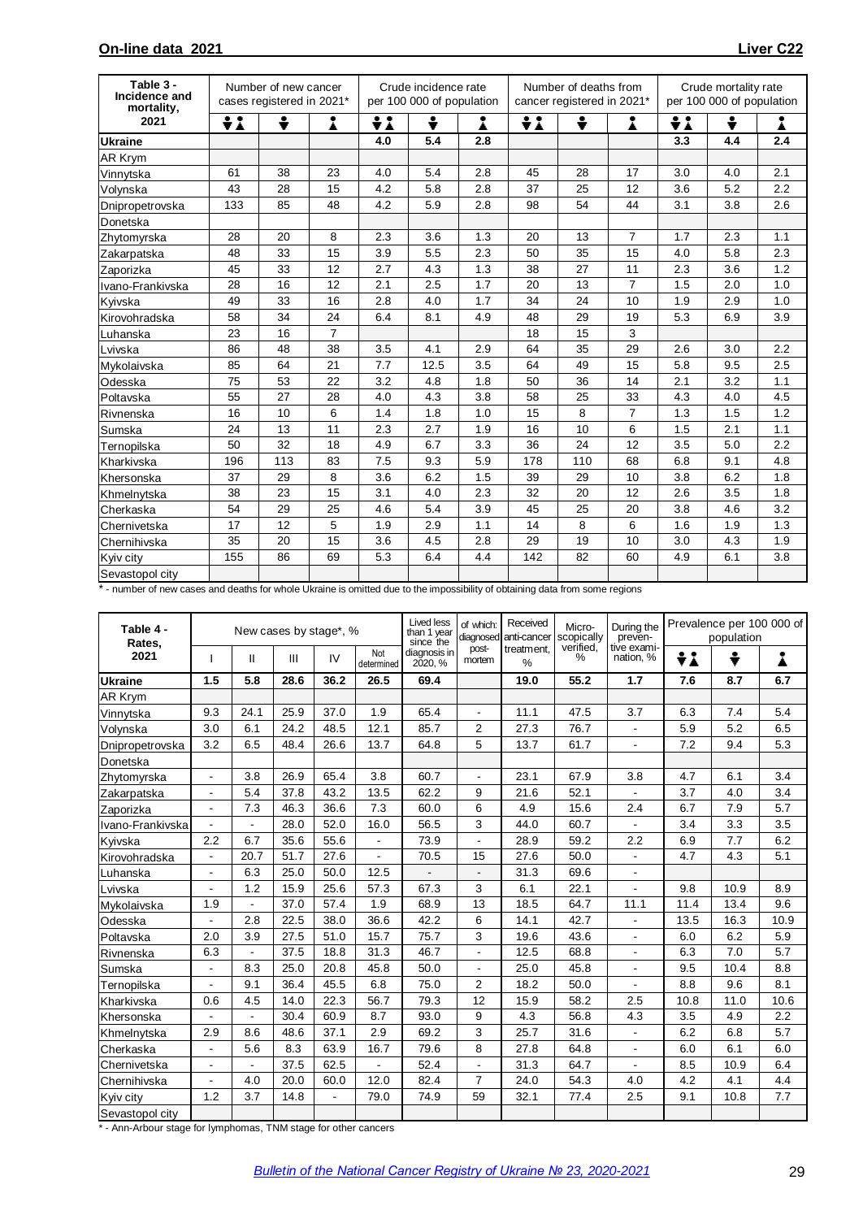**On-line data 2021** **Liver C22**

| Table 3 - Incidence and mortality, 2021 | Number of new cancer cases registered in 2021* | | | Crude incidence rate per 100 000 of population | | | Number of deaths from cancer registered in 2021* | | | Crude mortality rate per 100 000 of population | | |
|---|---|---|---|---|---|---|---|---|---|---|---|---|
| | Both sexes | Male | Female | Both sexes | Male | Female | Both sexes | Male | Female | Both sexes | Male | Female |
| **Ukraine** | | | | 4.0 | 5.4 | 2.8 | | | | 3.3 | 4.4 | 2.4 |
| AR Krym | | | | | | | | | | | | |
| Vinnytska | 61 | 38 | 23 | 4.0 | 5.4 | 2.8 | 45 | 28 | 17 | 3.0 | 4.0 | 2.1 |
| Volynska | 43 | 28 | 15 | 4.2 | 5.8 | 2.8 | 37 | 25 | 12 | 3.6 | 5.2 | 2.2 |
| Dnipropetrovska | 133 | 85 | 48 | 4.2 | 5.9 | 2.8 | 98 | 54 | 44 | 3.1 | 3.8 | 2.6 |
| Donetska | | | | | | | | | | | | |
| Zhytomyrska | 28 | 20 | 8 | 2.3 | 3.6 | 1.3 | 20 | 13 | 7 | 1.7 | 2.3 | 1.1 |
| Zakarpatska | 48 | 33 | 15 | 3.9 | 5.5 | 2.3 | 50 | 35 | 15 | 4.0 | 5.8 | 2.3 |
| Zaporizka | 45 | 33 | 12 | 2.7 | 4.3 | 1.3 | 38 | 27 | 11 | 2.3 | 3.6 | 1.2 |
| Ivano-Frankivska | 28 | 16 | 12 | 2.1 | 2.5 | 1.7 | 20 | 13 | 7 | 1.5 | 2.0 | 1.0 |
| Kyivska | 49 | 33 | 16 | 2.8 | 4.0 | 1.7 | 34 | 24 | 10 | 1.9 | 2.9 | 1.0 |
| Kirovohradska | 58 | 34 | 24 | 6.4 | 8.1 | 4.9 | 48 | 29 | 19 | 5.3 | 6.9 | 3.9 |
| Luhanska | 23 | 16 | 7 | | | | 18 | 15 | 3 | | | |
| Lvivska | 86 | 48 | 38 | 3.5 | 4.1 | 2.9 | 64 | 35 | 29 | 2.6 | 3.0 | 2.2 |
| Mykolaivska | 85 | 64 | 21 | 7.7 | 12.5 | 3.5 | 64 | 49 | 15 | 5.8 | 9.5 | 2.5 |
| Odesska | 75 | 53 | 22 | 3.2 | 4.8 | 1.8 | 50 | 36 | 14 | 2.1 | 3.2 | 1.1 |
| Poltavska | 55 | 27 | 28 | 4.0 | 4.3 | 3.8 | 58 | 25 | 33 | 4.3 | 4.0 | 4.5 |
| Rivnenska | 16 | 10 | 6 | 1.4 | 1.8 | 1.0 | 15 | 8 | 7 | 1.3 | 1.5 | 1.2 |
| Sumska | 24 | 13 | 11 | 2.3 | 2.7 | 1.9 | 16 | 10 | 6 | 1.5 | 2.1 | 1.1 |
| Ternopilska | 50 | 32 | 18 | 4.9 | 6.7 | 3.3 | 36 | 24 | 12 | 3.5 | 5.0 | 2.2 |
| Kharkivska | 196 | 113 | 83 | 7.5 | 9.3 | 5.9 | 178 | 110 | 68 | 6.8 | 9.1 | 4.8 |
| Khersonska | 37 | 29 | 8 | 3.6 | 6.2 | 1.5 | 39 | 29 | 10 | 3.8 | 6.2 | 1.8 |
| Khmelnytska | 38 | 23 | 15 | 3.1 | 4.0 | 2.3 | 32 | 20 | 12 | 2.6 | 3.5 | 1.8 |
| Cherkaska | 54 | 29 | 25 | 4.6 | 5.4 | 3.9 | 45 | 25 | 20 | 3.8 | 4.6 | 3.2 |
| Chernivetska | 17 | 12 | 5 | 1.9 | 2.9 | 1.1 | 14 | 8 | 6 | 1.6 | 1.9 | 1.3 |
| Chernihivska | 35 | 20 | 15 | 3.6 | 4.5 | 2.8 | 29 | 19 | 10 | 3.0 | 4.3 | 1.9 |
| Kyiv city | 155 | 86 | 69 | 5.3 | 6.4 | 4.4 | 142 | 82 | 60 | 4.9 | 6.1 | 3.8 |
| Sevastopol city | | | | | | | | | | | | |

* - number of new cases and deaths for whole Ukraine is omitted due to the impossibility of obtaining data from some regions

| Table 4 - Rates, 2021 | New cases by stage*, % | | | | | Lived less than 1 year since the diagnosis in 2020, % | of which: diagnosed post-mortem | Received anti-cancer treatment, % | Micro-scopically verified, % | During the preventive examination, % | Prevalence per 100 000 of population | | |
|---|---|---|---|---|---|---|---|---|---|---|---|---|---|
| | I | II | III | IV | Not determined | | | | | | Both sexes | Male | Female |
| **Ukraine** | 1.5 | 5.8 | 28.6 | 36.2 | 26.5 | 69.4 | | 19.0 | 55.2 | 1.7 | 7.6 | 8.7 | 6.7 |
| AR Krym | | | | | | | | | | | | | |
| Vinnytska | 9.3 | 24.1 | 25.9 | 37.0 | 1.9 | 65.4 | - | 11.1 | 47.5 | 3.7 | 6.3 | 7.4 | 5.4 |
| Volynska | 3.0 | 6.1 | 24.2 | 48.5 | 12.1 | 85.7 | 2 | 27.3 | 76.7 | - | 5.9 | 5.2 | 6.5 |
| Dnipropetrovska | 3.2 | 6.5 | 48.4 | 26.6 | 13.7 | 64.8 | 5 | 13.7 | 61.7 | - | 7.2 | 9.4 | 5.3 |
| Donetska | | | | | | | | | | | | | |
| Zhytomyrska | - | 3.8 | 26.9 | 65.4 | 3.8 | 60.7 | - | 23.1 | 67.9 | 3.8 | 4.7 | 6.1 | 3.4 |
| Zakarpatska | - | 5.4 | 37.8 | 43.2 | 13.5 | 62.2 | 9 | 21.6 | 52.1 | - | 3.7 | 4.0 | 3.4 |
| Zaporizka | - | 7.3 | 46.3 | 36.6 | 7.3 | 60.0 | 6 | 4.9 | 15.6 | 2.4 | 6.7 | 7.9 | 5.7 |
| Ivano-Frankivska | - | - | 28.0 | 52.0 | 16.0 | 56.5 | 3 | 44.0 | 60.7 | - | 3.4 | 3.3 | 3.5 |
| Kyivska | 2.2 | 6.7 | 35.6 | 55.6 | - | 73.9 | - | 28.9 | 59.2 | 2.2 | 6.9 | 7.7 | 6.2 |
| Kirovohradska | - | 20.7 | 51.7 | 27.6 | - | 70.5 | 15 | 27.6 | 50.0 | - | 4.7 | 4.3 | 5.1 |
| Luhanska | - | 6.3 | 25.0 | 50.0 | 12.5 | - | - | 31.3 | 69.6 | - | | | |
| Lvivska | - | 1.2 | 15.9 | 25.6 | 57.3 | 67.3 | 3 | 6.1 | 22.1 | - | 9.8 | 10.9 | 8.9 |
| Mykolaivska | 1.9 | - | 37.0 | 57.4 | 1.9 | 68.9 | 13 | 18.5 | 64.7 | 11.1 | 11.4 | 13.4 | 9.6 |
| Odesska | - | 2.8 | 22.5 | 38.0 | 36.6 | 42.2 | 6 | 14.1 | 42.7 | - | 13.5 | 16.3 | 10.9 |
| Poltavska | 2.0 | 3.9 | 27.5 | 51.0 | 15.7 | 75.7 | 3 | 19.6 | 43.6 | - | 6.0 | 6.2 | 5.9 |
| Rivnenska | 6.3 | - | 37.5 | 18.8 | 31.3 | 46.7 | - | 12.5 | 68.8 | - | 6.3 | 7.0 | 5.7 |
| Sumska | - | 8.3 | 25.0 | 20.8 | 45.8 | 50.0 | - | 25.0 | 45.8 | - | 9.5 | 10.4 | 8.8 |
| Ternopilska | - | 9.1 | 36.4 | 45.5 | 6.8 | 75.0 | 2 | 18.2 | 50.0 | - | 8.8 | 9.6 | 8.1 |
| Kharkivska | 0.6 | 4.5 | 14.0 | 22.3 | 56.7 | 79.3 | 12 | 15.9 | 58.2 | 2.5 | 10.8 | 11.0 | 10.6 |
| Khersonska | - | - | 30.4 | 60.9 | 8.7 | 93.0 | 9 | 4.3 | 56.8 | 4.3 | 3.5 | 4.9 | 2.2 |
| Khmelnytska | 2.9 | 8.6 | 48.6 | 37.1 | 2.9 | 69.2 | 3 | 25.7 | 31.6 | - | 6.2 | 6.8 | 5.7 |
| Cherkaska | - | 5.6 | 8.3 | 63.9 | 16.7 | 79.6 | 8 | 27.8 | 64.8 | - | 6.0 | 6.1 | 6.0 |
| Chernivetska | - | - | 37.5 | 62.5 | - | 52.4 | - | 31.3 | 64.7 | - | 8.5 | 10.9 | 6.4 |
| Chernihivska | - | 4.0 | 20.0 | 60.0 | 12.0 | 82.4 | 7 | 24.0 | 54.3 | 4.0 | 4.2 | 4.1 | 4.4 |
| Kyiv city | 1.2 | 3.7 | 14.8 | - | 79.0 | 74.9 | 59 | 32.1 | 77.4 | 2.5 | 9.1 | 10.8 | 7.7 |
| Sevastopol city | | | | | | | | | | | | | |

* - Ann-Arbour stage for lymphomas, TNM stage for other cancers

*Bulletin of the National Cancer Registry of Ukraine № 23, 2020-2021*